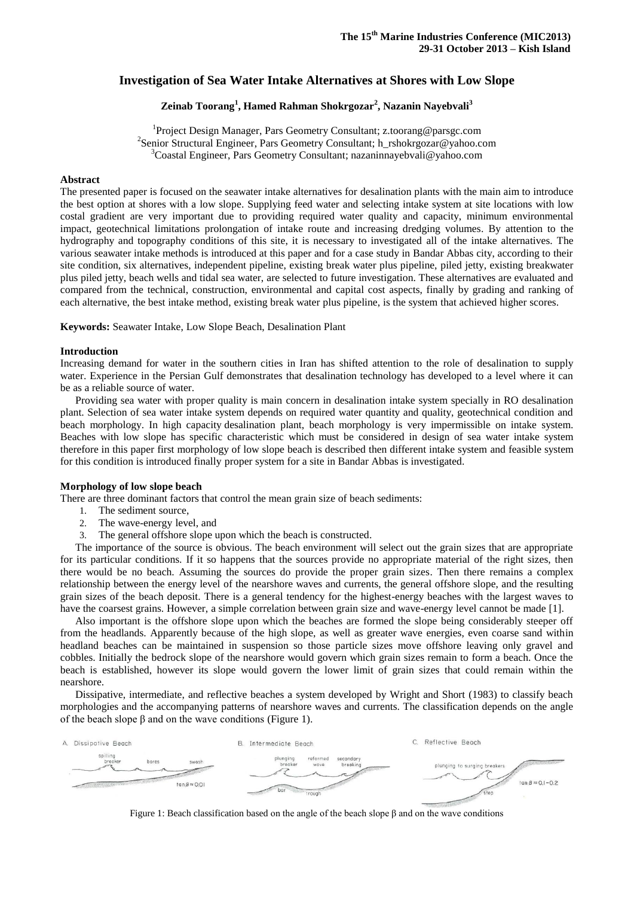# Investigation of Sea Water Intake Alternatives at Shores with Low Slope

**Zeinab Toorang[1], Hamed Rahman Shokrgozar[2], Nazanin Nayebvali[3]**

[1]Project Design Manager, Pars Geometry Consultant; z.toorang@parsgc.com
[2]Senior Structural Engineer, Pars Geometry Consultant; h_rshokrgozar@yahoo.com
[3]Coastal Engineer, Pars Geometry Consultant; nazaninnayebvali@yahoo.com

## Abstract

The presented paper is focused on the seawater intake alternatives for desalination plants with the main aim to introduce the best option at shores with a low slope. Supplying feed water and selecting intake system at site locations with low costal gradient are very important due to providing required water quality and capacity, minimum environmental impact, geotechnical limitations prolongation of intake route and increasing dredging volumes. By attention to the hydrography and topography conditions of this site, it is necessary to investigated all of the intake alternatives. The various seawater intake methods is introduced at this paper and for a case study in Bandar Abbas city, according to their site condition, six alternatives, independent pipeline, existing break water plus pipeline, piled jetty, existing breakwater plus piled jetty, beach wells and tidal sea water, are selected to future investigation. These alternatives are evaluated and compared from the technical, construction, environmental and capital cost aspects, finally by grading and ranking of each alternative, the best intake method, existing break water plus pipeline, is the system that achieved higher scores.

**Keywords:** Seawater Intake, Low Slope Beach, Desalination Plant

## Introduction

Increasing demand for water in the southern cities in Iran has shifted attention to the role of desalination to supply water. Experience in the Persian Gulf demonstrates that desalination technology has developed to a level where it can be as a reliable source of water.

Providing sea water with proper quality is main concern in desalination intake system specially in RO desalination plant. Selection of sea water intake system depends on required water quantity and quality, geotechnical condition and beach morphology. In high capacity desalination plant, beach morphology is very impermissible on intake system. Beaches with low slope has specific characteristic which must be considered in design of sea water intake system therefore in this paper first morphology of low slope beach is described then different intake system and feasible system for this condition is introduced finally proper system for a site in Bandar Abbas is investigated.

## Morphology of low slope beach

There are three dominant factors that control the mean grain size of beach sediments:

1. The sediment source,
2. The wave-energy level, and
3. The general offshore slope upon which the beach is constructed.

The importance of the source is obvious. The beach environment will select out the grain sizes that are appropriate for its particular conditions. If it so happens that the sources provide no appropriate material of the right sizes, then there would be no beach. Assuming the sources do provide the proper grain sizes. Then there remains a complex relationship between the energy level of the nearshore waves and currents, the general offshore slope, and the resulting grain sizes of the beach deposit. There is a general tendency for the highest-energy beaches with the largest waves to have the coarsest grains. However, a simple correlation between grain size and wave-energy level cannot be made [1].

Also important is the offshore slope upon which the beaches are formed the slope being considerably steeper off from the headlands. Apparently because of the high slope, as well as greater wave energies, even coarse sand within headland beaches can be maintained in suspension so those particle sizes move offshore leaving only gravel and cobbles. Initially the bedrock slope of the nearshore would govern which grain sizes remain to form a beach. Once the beach is established, however its slope would govern the lower limit of grain sizes that could remain within the nearshore.

Dissipative, intermediate, and reflective beaches a system developed by Wright and Short (1983) to classify beach morphologies and the accompanying patterns of nearshore waves and currents. The classification depends on the angle of the beach slope $\beta$ and on the wave conditions (Figure 1).

Figure 1: Beach classification based on the angle of the beach slope $\beta$ and on the wave conditions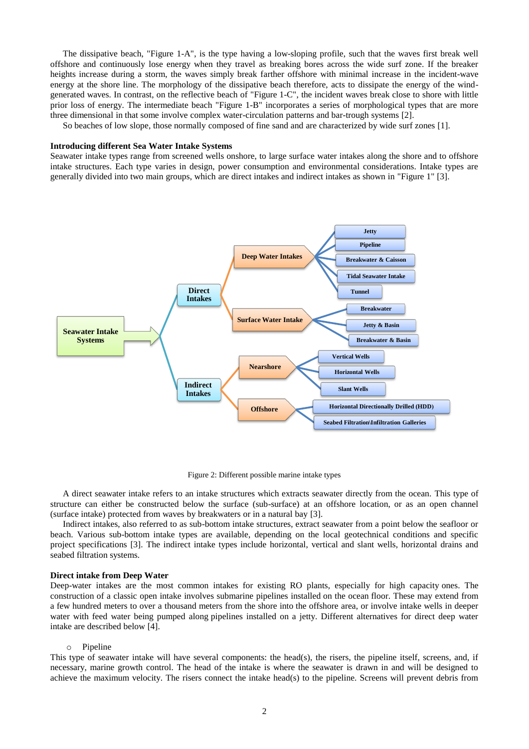The dissipative beach, "Figure 1-A", is the type having a low-sloping profile, such that the waves first break well offshore and continuously lose energy when they travel as breaking bores across the wide surf zone. If the breaker heights increase during a storm, the waves simply break farther offshore with minimal increase in the incident-wave energy at the shore line. The morphology of the dissipative beach therefore, acts to dissipate the energy of the wind-generated waves. In contrast, on the reflective beach of "Figure 1-C", the incident waves break close to shore with little prior loss of energy. The intermediate beach "Figure 1-B" incorporates a series of morphological types that are more three dimensional in that some involve complex water-circulation patterns and bar-trough systems [2].

So beaches of low slope, those normally composed of fine sand and are characterized by wide surf zones [1].

**Introducing different Sea Water Intake Systems**

Seawater intake types range from screened wells onshore, to large surface water intakes along the shore and to offshore intake structures. Each type varies in design, power consumption and environmental considerations. Intake types are generally divided into two main groups, which are direct intakes and indirect intakes as shown in "Figure 1" [3].

- Seawater Intake Systems
  - Direct Intakes
    - Deep Water Intakes
      - Jetty
      - Pipeline
      - Breakwater & Caisson
      - Tidal Seawater Intake
      - Tunnel
    - Surface Water Intake
      - Breakwater
      - Jetty & Basin
      - Breakwater & Basin
  - Indirect Intakes
    - Nearshore
      - Vertical Wells
      - Horizontal Wells
      - Slant Wells
    - Offshore
      - Horizontal Directionally Drilled (HDD)
      - Seabed Filtration\Infiltration Galleries

Figure 2: Different possible marine intake types

A direct seawater intake refers to an intake structures which extracts seawater directly from the ocean. This type of structure can either be constructed below the surface (sub-surface) at an offshore location, or as an open channel (surface intake) protected from waves by breakwaters or in a natural bay [3].

Indirect intakes, also referred to as sub-bottom intake structures, extract seawater from a point below the seafloor or beach. Various sub-bottom intake types are available, depending on the local geotechnical conditions and specific project specifications [3]. The indirect intake types include horizontal, vertical and slant wells, horizontal drains and seabed filtration systems.

**Direct intake from Deep Water**

Deep-water intakes are the most common intakes for existing RO plants, especially for high capacity ones. The construction of a classic open intake involves submarine pipelines installed on the ocean floor. These may extend from a few hundred meters to over a thousand meters from the shore into the offshore area, or involve intake wells in deeper water with feed water being pumped along pipelines installed on a jetty. Different alternatives for direct deep water intake are described below [4].

- Pipeline

This type of seawater intake will have several components: the head(s), the risers, the pipeline itself, screens, and, if necessary, marine growth control. The head of the intake is where the seawater is drawn in and will be designed to achieve the maximum velocity. The risers connect the intake head(s) to the pipeline. Screens will prevent debris from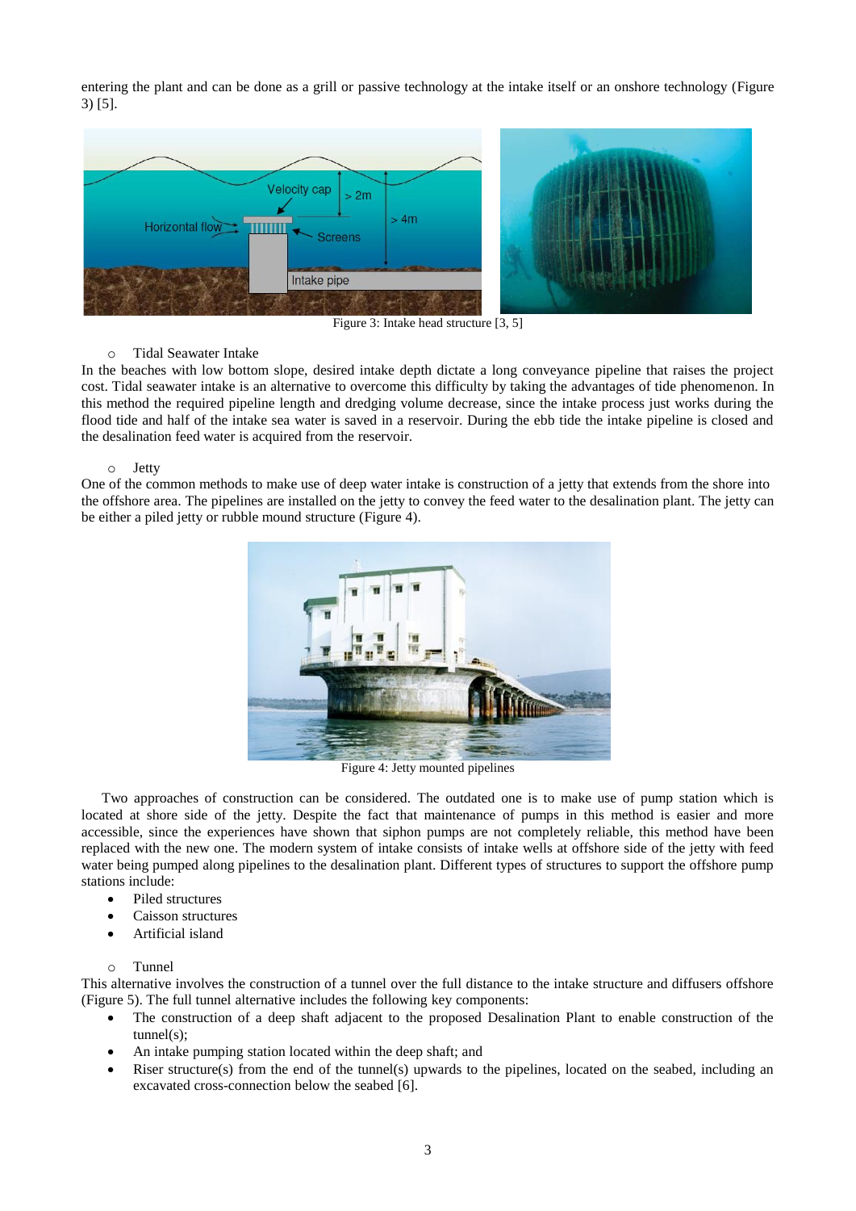entering the plant and can be done as a grill or passive technology at the intake itself or an onshore technology (Figure 3) [5].

Figure 3: Intake head structure [3, 5]

- Tidal Seawater Intake

In the beaches with low bottom slope, desired intake depth dictate a long conveyance pipeline that raises the project cost. Tidal seawater intake is an alternative to overcome this difficulty by taking the advantages of tide phenomenon. In this method the required pipeline length and dredging volume decrease, since the intake process just works during the flood tide and half of the intake sea water is saved in a reservoir. During the ebb tide the intake pipeline is closed and the desalination feed water is acquired from the reservoir.

- Jetty

One of the common methods to make use of deep water intake is construction of a jetty that extends from the shore into the offshore area. The pipelines are installed on the jetty to convey the feed water to the desalination plant. The jetty can be either a piled jetty or rubble mound structure (Figure 4).

Figure 4: Jetty mounted pipelines

Two approaches of construction can be considered. The outdated one is to make use of pump station which is located at shore side of the jetty. Despite the fact that maintenance of pumps in this method is easier and more accessible, since the experiences have shown that siphon pumps are not completely reliable, this method have been replaced with the new one. The modern system of intake consists of intake wells at offshore side of the jetty with feed water being pumped along pipelines to the desalination plant. Different types of structures to support the offshore pump stations include:

- Piled structures
- Caisson structures
- Artificial island

- Tunnel

This alternative involves the construction of a tunnel over the full distance to the intake structure and diffusers offshore (Figure 5). The full tunnel alternative includes the following key components:

- The construction of a deep shaft adjacent to the proposed Desalination Plant to enable construction of the tunnel(s);
- An intake pumping station located within the deep shaft; and
- Riser structure(s) from the end of the tunnel(s) upwards to the pipelines, located on the seabed, including an excavated cross-connection below the seabed [6].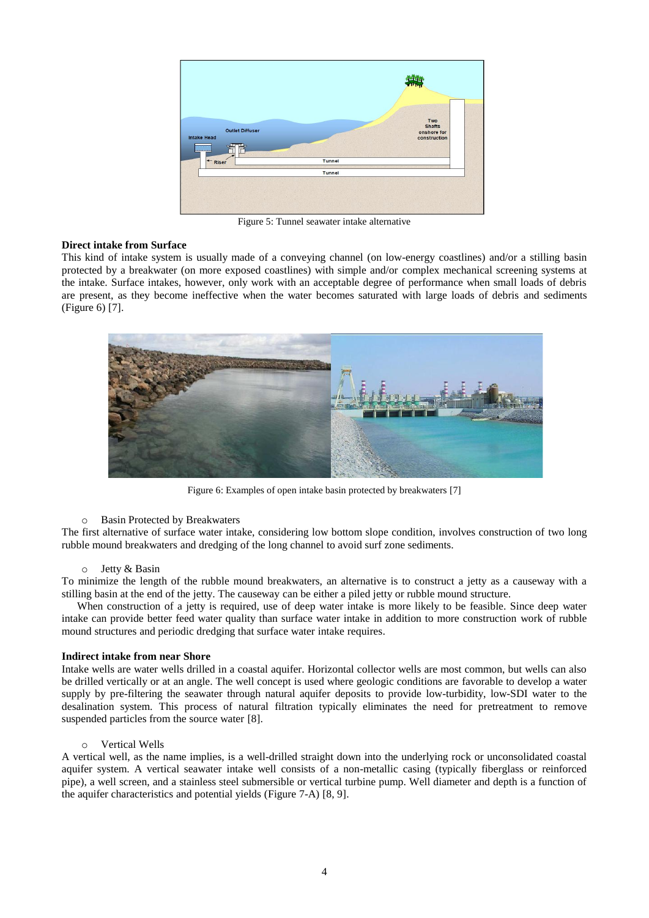Figure 5: Tunnel seawater intake alternative

**Direct intake from Surface**

This kind of intake system is usually made of a conveying channel (on low-energy coastlines) and/or a stilling basin protected by a breakwater (on more exposed coastlines) with simple and/or complex mechanical screening systems at the intake. Surface intakes, however, only work with an acceptable degree of performance when small loads of debris are present, as they become ineffective when the water becomes saturated with large loads of debris and sediments (Figure 6) [7].

Figure 6: Examples of open intake basin protected by breakwaters [7]

- Basin Protected by Breakwaters

The first alternative of surface water intake, considering low bottom slope condition, involves construction of two long rubble mound breakwaters and dredging of the long channel to avoid surf zone sediments.

- Jetty & Basin

To minimize the length of the rubble mound breakwaters, an alternative is to construct a jetty as a causeway with a stilling basin at the end of the jetty. The causeway can be either a piled jetty or rubble mound structure.

When construction of a jetty is required, use of deep water intake is more likely to be feasible. Since deep water intake can provide better feed water quality than surface water intake in addition to more construction work of rubble mound structures and periodic dredging that surface water intake requires.

**Indirect intake from near Shore**

Intake wells are water wells drilled in a coastal aquifer. Horizontal collector wells are most common, but wells can also be drilled vertically or at an angle. The well concept is used where geologic conditions are favorable to develop a water supply by pre-filtering the seawater through natural aquifer deposits to provide low-turbidity, low-SDI water to the desalination system. This process of natural filtration typically eliminates the need for pretreatment to remove suspended particles from the source water [8].

- Vertical Wells

A vertical well, as the name implies, is a well-drilled straight down into the underlying rock or unconsolidated coastal aquifer system. A vertical seawater intake well consists of a non-metallic casing (typically fiberglass or reinforced pipe), a well screen, and a stainless steel submersible or vertical turbine pump. Well diameter and depth is a function of the aquifer characteristics and potential yields (Figure 7-A) [8, 9].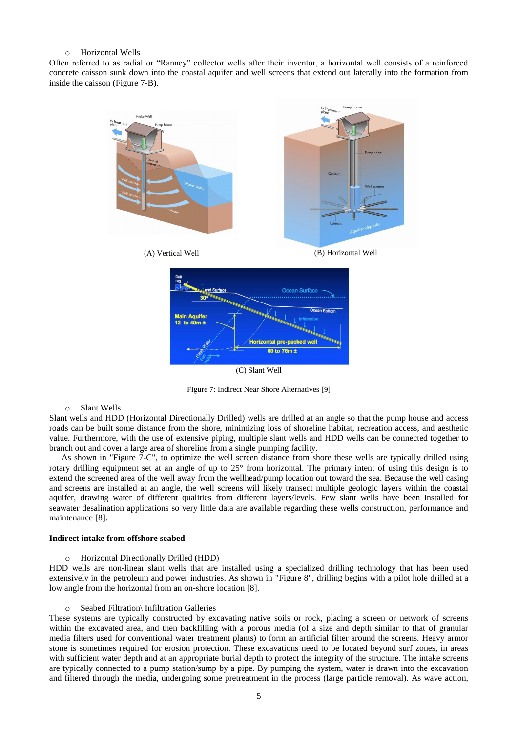- Horizontal Wells

Often referred to as radial or “Ranney” collector wells after their inventor, a horizontal well consists of a reinforced concrete caisson sunk down into the coastal aquifer and well screens that extend out laterally into the formation from inside the caisson (Figure 7-B).

(A) Vertical Well

(B) Horizontal Well

(C) Slant Well

Figure 7: Indirect Near Shore Alternatives [9]

- Slant Wells

Slant wells and HDD (Horizontal Directionally Drilled) wells are drilled at an angle so that the pump house and access roads can be built some distance from the shore, minimizing loss of shoreline habitat, recreation access, and aesthetic value. Furthermore, with the use of extensive piping, multiple slant wells and HDD wells can be connected together to branch out and cover a large area of shoreline from a single pumping facility.

As shown in "Figure 7-C", to optimize the well screen distance from shore these wells are typically drilled using rotary drilling equipment set at an angle of up to 25° from horizontal. The primary intent of using this design is to extend the screened area of the well away from the wellhead/pump location out toward the sea. Because the well casing and screens are installed at an angle, the well screens will likely transect multiple geologic layers within the coastal aquifer, drawing water of different qualities from different layers/levels. Few slant wells have been installed for seawater desalination applications so very little data are available regarding these wells construction, performance and maintenance [8].

**Indirect intake from offshore seabed**

- Horizontal Directionally Drilled (HDD)

HDD wells are non-linear slant wells that are installed using a specialized drilling technology that has been used extensively in the petroleum and power industries. As shown in "Figure 8", drilling begins with a pilot hole drilled at a low angle from the horizontal from an on-shore location [8].

- Seabed Filtration\ Infiltration Galleries

These systems are typically constructed by excavating native soils or rock, placing a screen or network of screens within the excavated area, and then backfilling with a porous media (of a size and depth similar to that of granular media filters used for conventional water treatment plants) to form an artificial filter around the screens. Heavy armor stone is sometimes required for erosion protection. These excavations need to be located beyond surf zones, in areas with sufficient water depth and at an appropriate burial depth to protect the integrity of the structure. The intake screens are typically connected to a pump station/sump by a pipe. By pumping the system, water is drawn into the excavation and filtered through the media, undergoing some pretreatment in the process (large particle removal). As wave action,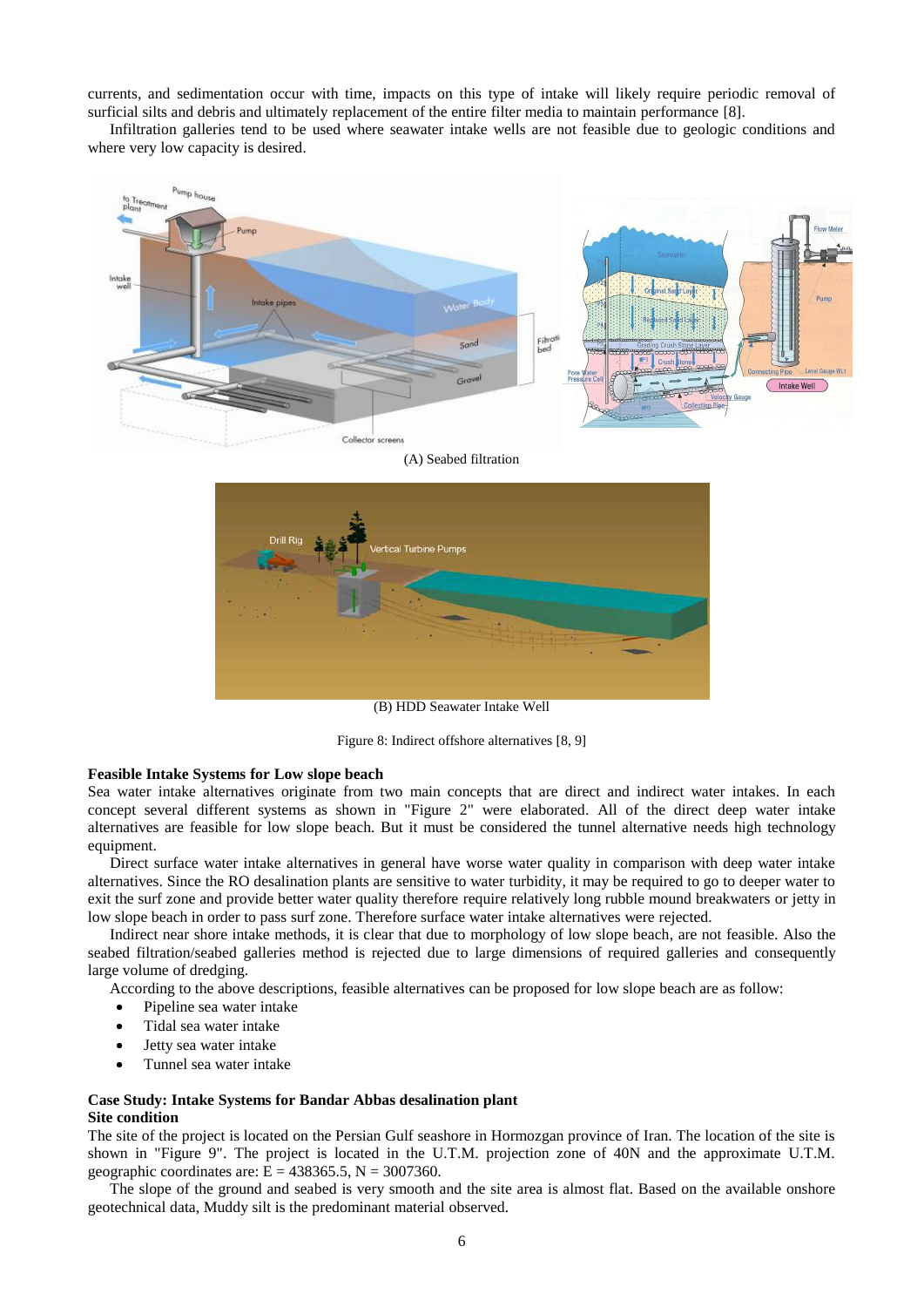currents, and sedimentation occur with time, impacts on this type of intake will likely require periodic removal of surficial silts and debris and ultimately replacement of the entire filter media to maintain performance [8].

Infiltration galleries tend to be used where seawater intake wells are not feasible due to geologic conditions and where very low capacity is desired.

(A) Seabed filtration

(B) HDD Seawater Intake Well

Figure 8: Indirect offshore alternatives [8, 9]

**Feasible Intake Systems for Low slope beach**

Sea water intake alternatives originate from two main concepts that are direct and indirect water intakes. In each concept several different systems as shown in "Figure 2" were elaborated. All of the direct deep water intake alternatives are feasible for low slope beach. But it must be considered the tunnel alternative needs high technology equipment.

Direct surface water intake alternatives in general have worse water quality in comparison with deep water intake alternatives. Since the RO desalination plants are sensitive to water turbidity, it may be required to go to deeper water to exit the surf zone and provide better water quality therefore require relatively long rubble mound breakwaters or jetty in low slope beach in order to pass surf zone. Therefore surface water intake alternatives were rejected.

Indirect near shore intake methods, it is clear that due to morphology of low slope beach, are not feasible. Also the seabed filtration/seabed galleries method is rejected due to large dimensions of required galleries and consequently large volume of dredging.

According to the above descriptions, feasible alternatives can be proposed for low slope beach are as follow:

- Pipeline sea water intake
- Tidal sea water intake
- Jetty sea water intake
- Tunnel sea water intake

**Case Study: Intake Systems for Bandar Abbas desalination plant**

**Site condition**

The site of the project is located on the Persian Gulf seashore in Hormozgan province of Iran. The location of the site is shown in "Figure 9". The project is located in the U.T.M. projection zone of 40N and the approximate U.T.M. geographic coordinates are: E = 438365.5, N = 3007360.

The slope of the ground and seabed is very smooth and the site area is almost flat. Based on the available onshore geotechnical data, Muddy silt is the predominant material observed.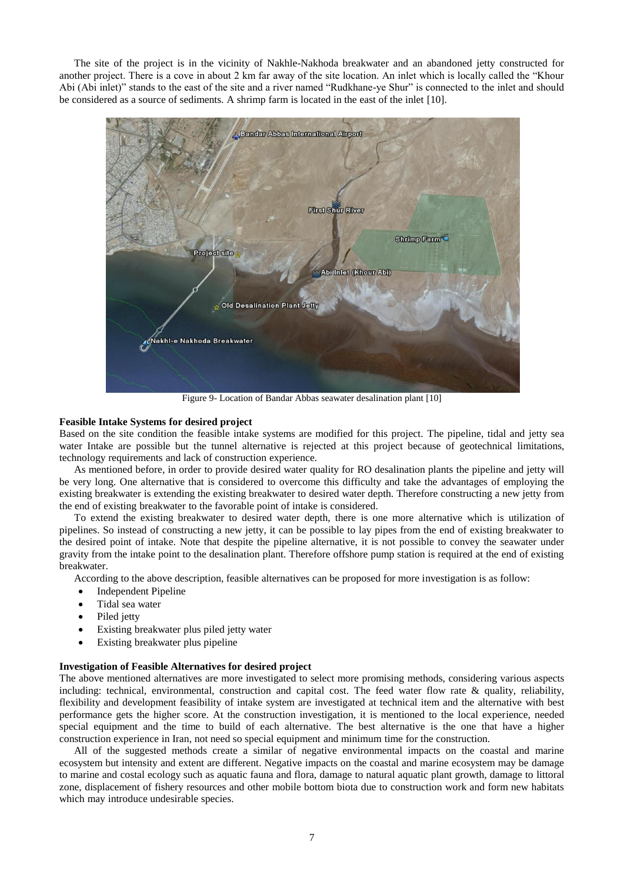The site of the project is in the vicinity of Nakhle-Nakhoda breakwater and an abandoned jetty constructed for another project. There is a cove in about 2 km far away of the site location. An inlet which is locally called the "Khour Abi (Abi inlet)" stands to the east of the site and a river named "Rudkhane-ye Shur" is connected to the inlet and should be considered as a source of sediments. A shrimp farm is located in the east of the inlet [10].

Figure 9- Location of Bandar Abbas seawater desalination plant [10]

**Feasible Intake Systems for desired project**

Based on the site condition the feasible intake systems are modified for this project. The pipeline, tidal and jetty sea water Intake are possible but the tunnel alternative is rejected at this project because of geotechnical limitations, technology requirements and lack of construction experience.

As mentioned before, in order to provide desired water quality for RO desalination plants the pipeline and jetty will be very long. One alternative that is considered to overcome this difficulty and take the advantages of employing the existing breakwater is extending the existing breakwater to desired water depth. Therefore constructing a new jetty from the end of existing breakwater to the favorable point of intake is considered.

To extend the existing breakwater to desired water depth, there is one more alternative which is utilization of pipelines. So instead of constructing a new jetty, it can be possible to lay pipes from the end of existing breakwater to the desired point of intake. Note that despite the pipeline alternative, it is not possible to convey the seawater under gravity from the intake point to the desalination plant. Therefore offshore pump station is required at the end of existing breakwater.

According to the above description, feasible alternatives can be proposed for more investigation is as follow:

- Independent Pipeline
- Tidal sea water
- Piled jetty
- Existing breakwater plus piled jetty water
- Existing breakwater plus pipeline

**Investigation of Feasible Alternatives for desired project**

The above mentioned alternatives are more investigated to select more promising methods, considering various aspects including: technical, environmental, construction and capital cost. The feed water flow rate & quality, reliability, flexibility and development feasibility of intake system are investigated at technical item and the alternative with best performance gets the higher score. At the construction investigation, it is mentioned to the local experience, needed special equipment and the time to build of each alternative. The best alternative is the one that have a higher construction experience in Iran, not need so special equipment and minimum time for the construction.

All of the suggested methods create a similar of negative environmental impacts on the coastal and marine ecosystem but intensity and extent are different. Negative impacts on the coastal and marine ecosystem may be damage to marine and costal ecology such as aquatic fauna and flora, damage to natural aquatic plant growth, damage to littoral zone, displacement of fishery resources and other mobile bottom biota due to construction work and form new habitats which may introduce undesirable species.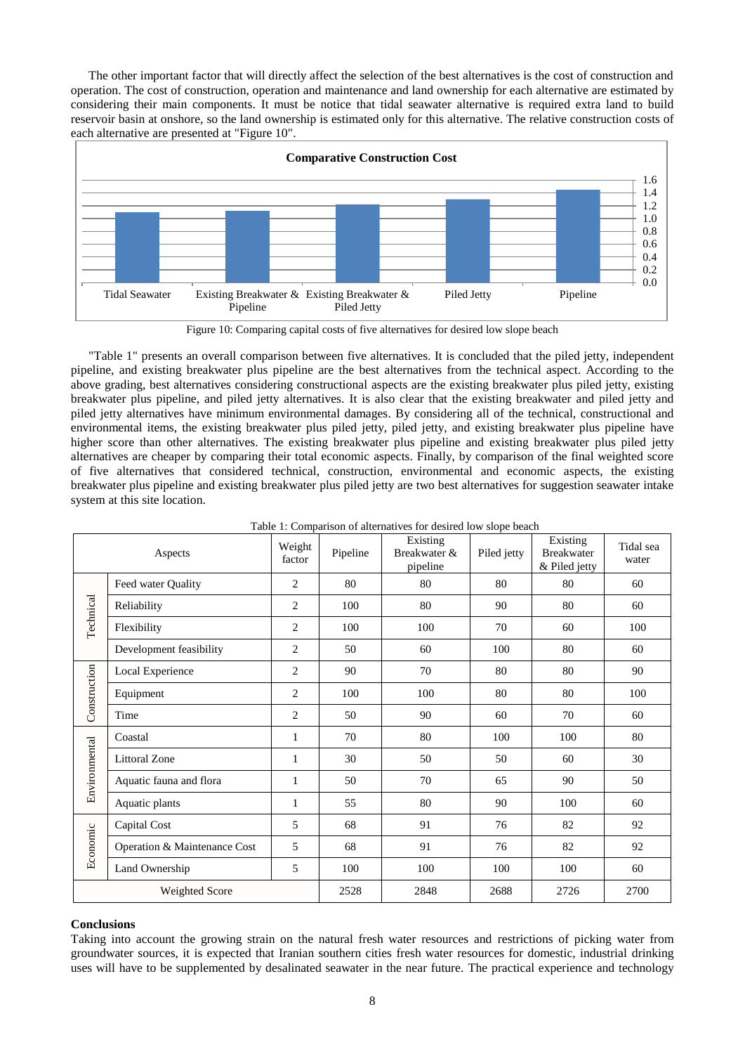The other important factor that will directly affect the selection of the best alternatives is the cost of construction and operation. The cost of construction, operation and maintenance and land ownership for each alternative are estimated by considering their main components. It must be notice that tidal seawater alternative is required extra land to build reservoir basin at onshore, so the land ownership is estimated only for this alternative. The relative construction costs of each alternative are presented at "Figure 10".

Figure 10: Comparing capital costs of five alternatives for desired low slope beach

"Table 1" presents an overall comparison between five alternatives. It is concluded that the piled jetty, independent pipeline, and existing breakwater plus pipeline are the best alternatives from the technical aspect. According to the above grading, best alternatives considering constructional aspects are the existing breakwater plus piled jetty, existing breakwater plus pipeline, and piled jetty alternatives. It is also clear that the existing breakwater and piled jetty and piled jetty alternatives have minimum environmental damages. By considering all of the technical, constructional and environmental items, the existing breakwater plus piled jetty, piled jetty, and existing breakwater plus pipeline have higher score than other alternatives. The existing breakwater plus pipeline and existing breakwater plus piled jetty alternatives are cheaper by comparing their total economic aspects. Finally, by comparison of the final weighted score of five alternatives that considered technical, construction, environmental and economic aspects, the existing breakwater plus pipeline and existing breakwater plus piled jetty are two best alternatives for suggestion seawater intake system at this site location.

Table 1: Comparison of alternatives for desired low slope beach

| Aspects | | Weight factor | Pipeline | Existing Breakwater & pipeline | Piled jetty | Existing Breakwater & Piled jetty | Tidal sea water |
|---|---|---|---|---|---|---|---|
| Technical | Feed water Quality | 2 | 80 | 80 | 80 | 80 | 60 |
| | Reliability | 2 | 100 | 80 | 90 | 80 | 60 |
| | Flexibility | 2 | 100 | 100 | 70 | 60 | 100 |
| | Development feasibility | 2 | 50 | 60 | 100 | 80 | 60 |
| Construction | Local Experience | 2 | 90 | 70 | 80 | 80 | 90 |
| | Equipment | 2 | 100 | 100 | 80 | 80 | 100 |
| | Time | 2 | 50 | 90 | 60 | 70 | 60 |
| Environmental | Coastal | 1 | 70 | 80 | 100 | 100 | 80 |
| | Littoral Zone | 1 | 30 | 50 | 50 | 60 | 30 |
| | Aquatic fauna and flora | 1 | 50 | 70 | 65 | 90 | 50 |
| | Aquatic plants | 1 | 55 | 80 | 90 | 100 | 60 |
| Economic | Capital Cost | 5 | 68 | 91 | 76 | 82 | 92 |
| | Operation & Maintenance Cost | 5 | 68 | 91 | 76 | 82 | 92 |
| | Land Ownership | 5 | 100 | 100 | 100 | 100 | 60 |
| Weighted Score | | | 2528 | 2848 | 2688 | 2726 | 2700 |

**Conclusions**

Taking into account the growing strain on the natural fresh water resources and restrictions of picking water from groundwater sources, it is expected that Iranian southern cities fresh water resources for domestic, industrial drinking uses will have to be supplemented by desalinated seawater in the near future. The practical experience and technology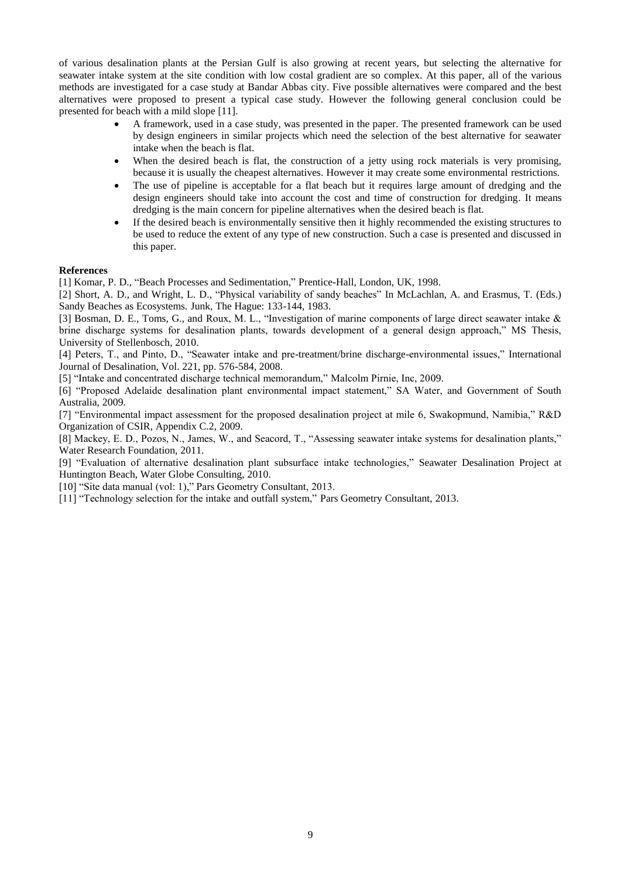of various desalination plants at the Persian Gulf is also growing at recent years, but selecting the alternative for seawater intake system at the site condition with low costal gradient are so complex. At this paper, all of the various methods are investigated for a case study at Bandar Abbas city. Five possible alternatives were compared and the best alternatives were proposed to present a typical case study. However the following general conclusion could be presented for beach with a mild slope [11].

- A framework, used in a case study, was presented in the paper. The presented framework can be used by design engineers in similar projects which need the selection of the best alternative for seawater intake when the beach is flat.
- When the desired beach is flat, the construction of a jetty using rock materials is very promising, because it is usually the cheapest alternatives. However it may create some environmental restrictions.
- The use of pipeline is acceptable for a flat beach but it requires large amount of dredging and the design engineers should take into account the cost and time of construction for dredging. It means dredging is the main concern for pipeline alternatives when the desired beach is flat.
- If the desired beach is environmentally sensitive then it highly recommended the existing structures to be used to reduce the extent of any type of new construction. Such a case is presented and discussed in this paper.

**References**

[1] Komar, P. D., "Beach Processes and Sedimentation," Prentice-Hall, London, UK, 1998.

[2] Short, A. D., and Wright, L. D., "Physical variability of sandy beaches" In McLachlan, A. and Erasmus, T. (Eds.) Sandy Beaches as Ecosystems. Junk, The Hague: 133-144, 1983.

[3] Bosman, D. E., Toms, G., and Roux, M. L., "Investigation of marine components of large direct seawater intake & brine discharge systems for desalination plants, towards development of a general design approach," MS Thesis, University of Stellenbosch, 2010.

[4] Peters, T., and Pinto, D., "Seawater intake and pre-treatment/brine discharge-environmental issues," International Journal of Desalination, Vol. 221, pp. 576-584, 2008.

[5] "Intake and concentrated discharge technical memorandum," Malcolm Pirnie, Inc, 2009.

[6] "Proposed Adelaide desalination plant environmental impact statement," SA Water, and Government of South Australia, 2009.

[7] "Environmental impact assessment for the proposed desalination project at mile 6, Swakopmund, Namibia," R&D Organization of CSIR, Appendix C.2, 2009.

[8] Mackey, E. D., Pozos, N., James, W., and Seacord, T., "Assessing seawater intake systems for desalination plants," Water Research Foundation, 2011.

[9] "Evaluation of alternative desalination plant subsurface intake technologies," Seawater Desalination Project at Huntington Beach, Water Globe Consulting, 2010.

[10] "Site data manual (vol: 1)," Pars Geometry Consultant, 2013.

[11] "Technology selection for the intake and outfall system," Pars Geometry Consultant, 2013.